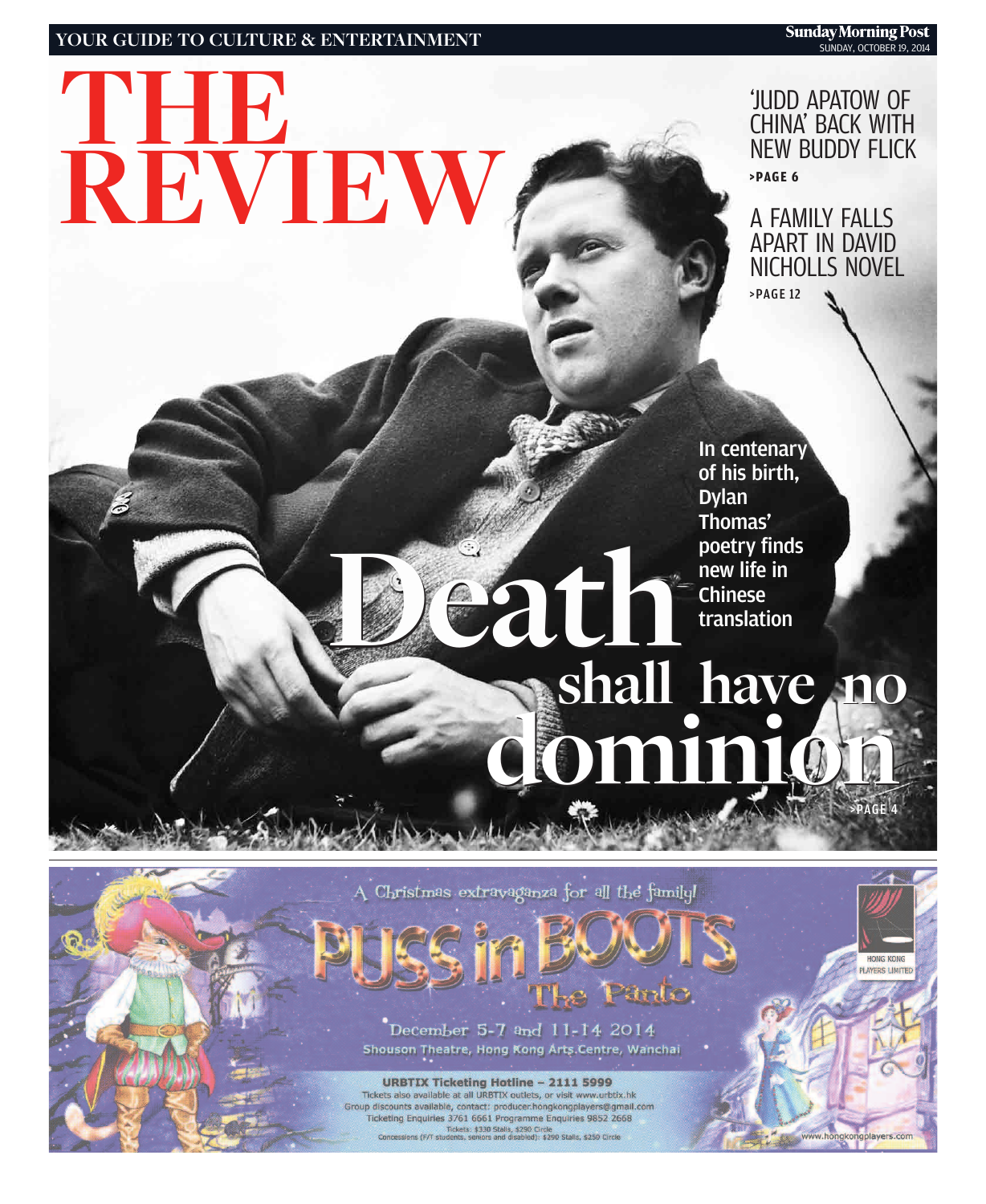YOUR GUIDE TO CULTURE & ENTERTAINMENT

Sunday Morning Post
SUNDAY, OCTOBER 19, 2014

# THE REVIEW

'JUDD APATOW OF CHINA' BACK WITH NEW BUDDY FLICK
>PAGE 6

A FAMILY FALLS APART IN DAVID NICHOLLS NOVEL
>PAGE 12

In centenary of his birth, Dylan Thomas' poetry finds new life in Chinese translation

# Death shall have no dominion

>PAGE 4

---

A Christmas extravaganza for all the family!

**PUSS in BOOTS**
The Panto

December 5-7 and 11-14 2014
Shouson Theatre, Hong Kong Arts Centre, Wanchai

**URBTIX Ticketing Hotline – 2111 5999**
Tickets also available at all URBTIX outlets, or visit www.urbtix.hk
Group discounts available, contact: producer.hongkongplayers@gmail.com
Ticketing Enquiries 3761 6661 Programme Enquiries 9852 2668
Tickets: $330 Stalls, $290 Circle
Concessions (F/T students, seniors and disabled): $290 Stalls, $250 Circle

HONG KONG PLAYERS LIMITED

www.hongkongplayers.com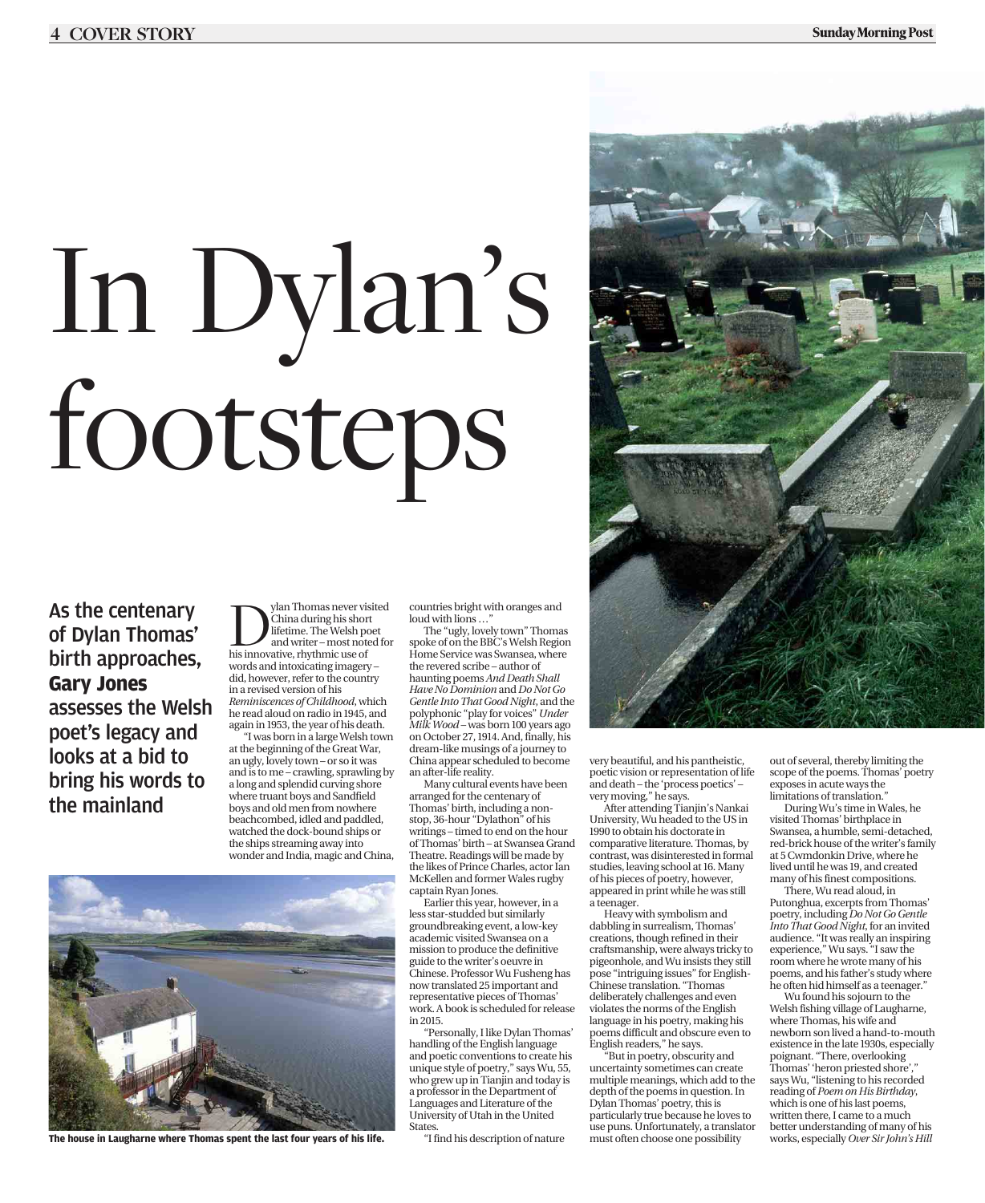# In Dylan's footsteps

**As the centenary of Dylan Thomas' birth approaches, Gary Jones assesses the Welsh poet's legacy and looks at a bid to bring his words to the mainland**

Dylan Thomas never visited China during his short lifetime. The Welsh poet and writer – most noted for his innovative, rhythmic use of words and intoxicating imagery – did, however, refer to the country in a revised version of his *Reminiscences of Childhood*, which he read aloud on radio in 1945, and again in 1953, the year of his death.

"I was born in a large Welsh town at the beginning of the Great War, an ugly, lovely town – or so it was and is to me – crawling, sprawling by a long and splendid curving shore where truant boys and Sandfield boys and old men from nowhere beachcombed, idled and paddled, watched the dock-bound ships or the ships streaming away into wonder and India, magic and China, countries bright with oranges and loud with lions …"

The "ugly, lovely town" Thomas spoke of on the BBC's Welsh Region Home Service was Swansea, where the revered scribe – author of haunting poems *And Death Shall Have No Dominion* and *Do Not Go Gentle Into That Good Night*, and the polyphonic "play for voices" *Under Milk Wood* – was born 100 years ago on October 27, 1914. And, finally, his dream-like musings of a journey to China appear scheduled to become an after-life reality.

Many cultural events have been arranged for the centenary of Thomas' birth, including a non-stop, 36-hour "Dylathon" of his writings – timed to end on the hour of Thomas' birth – at Swansea Grand Theatre. Readings will be made by the likes of Prince Charles, actor Ian McKellen and former Wales rugby captain Ryan Jones.

Earlier this year, however, in a less star-studded but similarly groundbreaking event, a low-key academic visited Swansea on a mission to produce the definitive guide to the writer's oeuvre in Chinese. Professor Wu Fusheng has now translated 25 important and representative pieces of Thomas' work. A book is scheduled for release in 2015.

"Personally, I like Dylan Thomas' handling of the English language and poetic conventions to create his unique style of poetry," says Wu, 55, who grew up in Tianjin and today is a professor in the Department of Languages and Literature of the University of Utah in the United States.

"I find his description of nature very beautiful, and his pantheistic, poetic vision or representation of life and death – the 'process poetics' – very moving," he says.

After attending Tianjin's Nankai University, Wu headed to the US in 1990 to obtain his doctorate in comparative literature. Thomas, by contrast, was disinterested in formal studies, leaving school at 16. Many of his pieces of poetry, however, appeared in print while he was still a teenager.

Heavy with symbolism and dabbling in surrealism, Thomas' creations, though refined in their craftsmanship, were always tricky to pigeonhole, and Wu insists they still pose "intriguing issues" for English-Chinese translation. "Thomas deliberately challenges and even violates the norms of the English language in his poetry, making his poems difficult and obscure even to English readers," he says.

"But in poetry, obscurity and uncertainty sometimes can create multiple meanings, which add to the depth of the poems in question. In Dylan Thomas' poetry, this is particularly true because he loves to use puns. Unfortunately, a translator must often choose one possibility out of several, thereby limiting the scope of the poems. Thomas' poetry exposes in acute ways the limitations of translation."

During Wu's time in Wales, he visited Thomas' birthplace in Swansea, a humble, semi-detached, red-brick house of the writer's family at 5 Cwmdonkin Drive, where he lived until he was 19, and created many of his finest compositions.

There, Wu read aloud, in Putonghua, excerpts from Thomas' poetry, including *Do Not Go Gentle Into That Good Night*, for an invited audience. "It was really an inspiring experience," Wu says. "I saw the room where he wrote many of his poems, and his father's study where he often hid himself as a teenager."

Wu found his sojourn to the Welsh fishing village of Laugharne, where Thomas, his wife and newborn son lived a hand-to-mouth existence in the late 1930s, especially poignant. "There, overlooking Thomas' 'heron priested shore'," says Wu, "listening to his recorded reading of *Poem on His Birthday*, which is one of his last poems, written there, I came to a much better understanding of many of his works, especially *Over Sir John's Hill*

**The house in Laugharne where Thomas spent the last four years of his life.**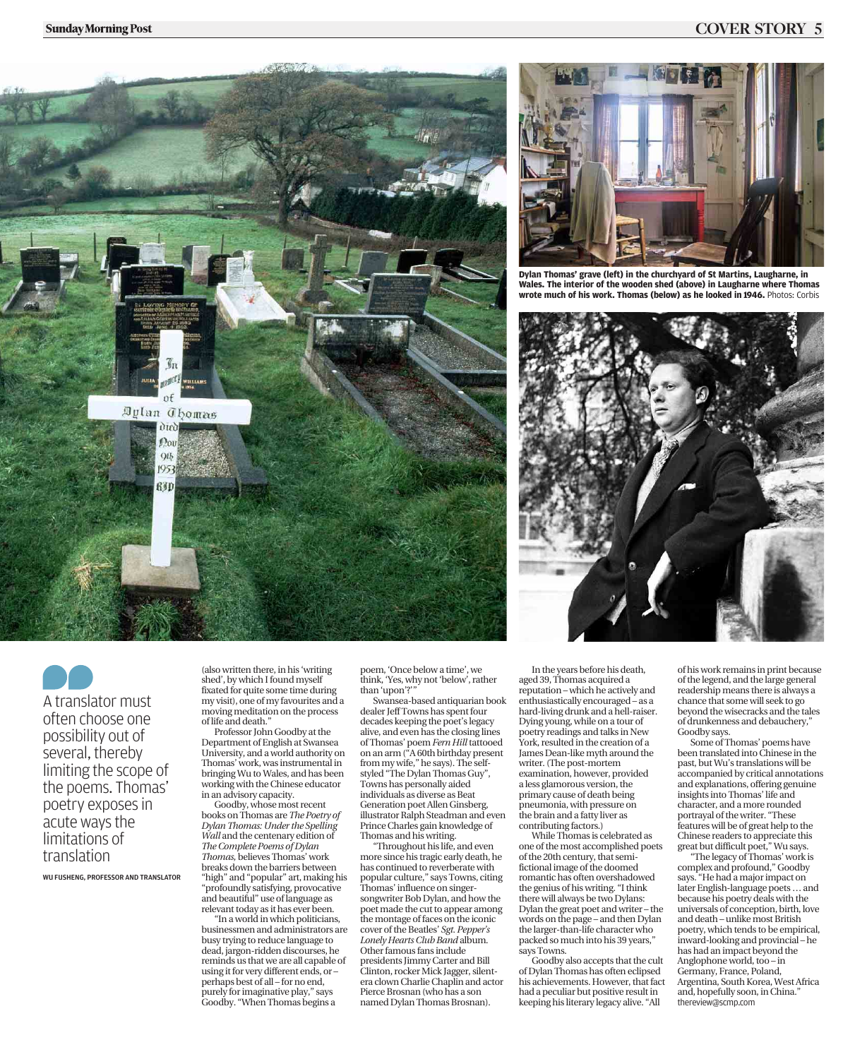Dylan Thomas' grave (left) in the churchyard of St Martins, Laugharne, in Wales. The interior of the wooden shed (above) in Laugharne where Thomas wrote much of his work. Thomas (below) as he looked in 1946. Photos: Corbis

> A translator must often choose one possibility out of several, thereby limiting the scope of the poems. Thomas' poetry exposes in acute ways the limitations of translation
>
> WU FUSHENG, PROFESSOR AND TRANSLATOR

(also written there, in his 'writing shed', by which I found myself fixated for quite some time during my visit), one of my favourites and a moving meditation on the process of life and death."

Professor John Goodby at the Department of English at Swansea University, and a world authority on Thomas' work, was instrumental in bringing Wu to Wales, and has been working with the Chinese educator in an advisory capacity.

Goodby, whose most recent books on Thomas are *The Poetry of Dylan Thomas: Under the Spelling Wall* and the centenary edition of *The Complete Poems of Dylan Thomas*, believes Thomas' work breaks down the barriers between "high" and "popular" art, making his "profoundly satisfying, provocative and beautiful" use of language as relevant today as it has ever been.

"In a world in which politicians, businessmen and administrators are busy trying to reduce language to dead, jargon-ridden discourses, he reminds us that we are all capable of using it for very different ends, or – perhaps best of all – for no end, purely for imaginative play," says Goodby. "When Thomas begins a poem, 'Once below a time', we think, 'Yes, why not 'below', rather than 'upon'?'"

Swansea-based antiquarian book dealer Jeff Towns has spent four decades keeping the poet's legacy alive, and even has the closing lines of Thomas' poem *Fern Hill* tattooed on an arm ("A 60th birthday present from my wife," he says). The self-styled "The Dylan Thomas Guy", Towns has personally aided individuals as diverse as Beat Generation poet Allen Ginsberg, illustrator Ralph Steadman and even Prince Charles gain knowledge of Thomas and his writing.

"Throughout his life, and even more since his tragic early death, he has continued to reverberate with popular culture," says Towns, citing Thomas' influence on singer-songwriter Bob Dylan, and how the poet made the cut to appear among the montage of faces on the iconic cover of the Beatles' *Sgt. Pepper's Lonely Hearts Club Band* album. Other famous fans include presidents Jimmy Carter and Bill Clinton, rocker Mick Jagger, silent-era clown Charlie Chaplin and actor Pierce Brosnan (who has a son named Dylan Thomas Brosnan).

In the years before his death, aged 39, Thomas acquired a reputation – which he actively and enthusiastically encouraged – as a hard-living drunk and a hell-raiser. Dying young, while on a tour of poetry readings and talks in New York, resulted in the creation of a James Dean-like myth around the writer. (The post-mortem examination, however, provided a less glamorous version, the primary cause of death being pneumonia, with pressure on the brain and a fatty liver as contributing factors.)

While Thomas is celebrated as one of the most accomplished poets of the 20th century, that semi-fictional image of the doomed romantic has often overshadowed the genius of his writing. "I think there will always be two Dylans: Dylan the great poet and writer – the words on the page – and then Dylan the larger-than-life character who packed so much into his 39 years," says Towns.

Goodby also accepts that the cult of Dylan Thomas has often eclipsed his achievements. However, that fact had a peculiar but positive result in keeping his literary legacy alive. "All of his work remains in print because of the legend, and the large general readership means there is always a chance that some will seek to go beyond the wisecracks and the tales of drunkenness and debauchery," Goodby says.

Some of Thomas' poems have been translated into Chinese in the past, but Wu's translations will be accompanied by critical annotations and explanations, offering genuine insights into Thomas' life and character, and a more rounded portrayal of the writer. "These features will be of great help to the Chinese readers to appreciate this great but difficult poet," Wu says.

"The legacy of Thomas' work is complex and profound," Goodby says. "He had a major impact on later English-language poets … and because his poetry deals with the universals of conception, birth, love and death – unlike most British poetry, which tends to be empirical, inward-looking and provincial – he has had an impact beyond the Anglophone world, too – in Germany, France, Poland, Argentina, South Korea, West Africa and, hopefully soon, in China."

thereview@scmp.com